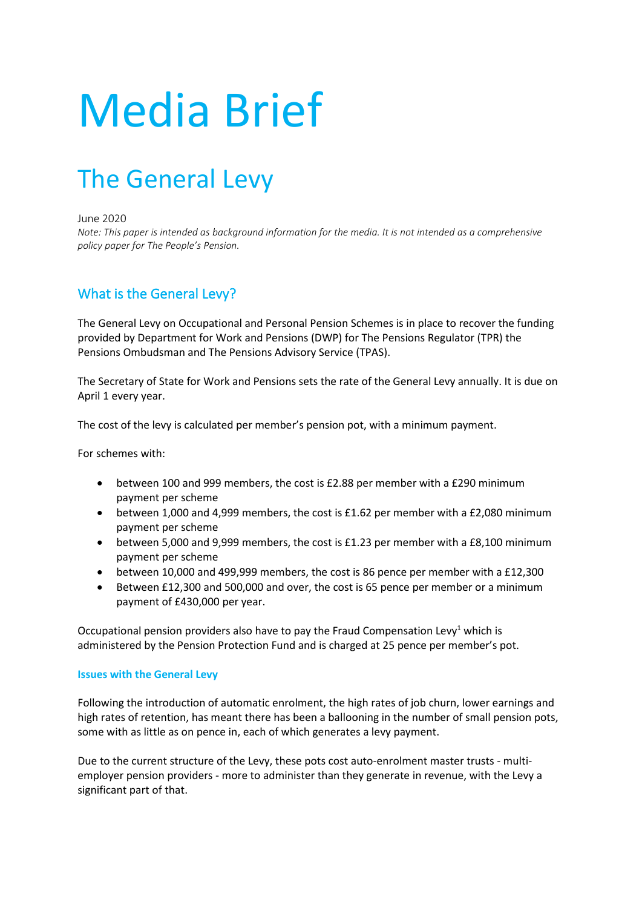# Media Brief

## The General Levy

June 2020

*Note: This paper is intended as background information for the media. It is not intended as a comprehensive policy paper for The People's Pension.*

### What is the General Levy?

The General Levy on Occupational and Personal Pension Schemes is in place to recover the funding provided by Department for Work and Pensions (DWP) for The Pensions Regulator (TPR) the Pensions Ombudsman and The Pensions Advisory Service (TPAS).

The Secretary of State for Work and Pensions sets the rate of the General Levy annually. It is due on April 1 every year.

The cost of the levy is calculated per member's pension pot, with a minimum payment.

For schemes with:

- between 100 and 999 members, the cost is £2.88 per member with a £290 minimum payment per scheme
- between 1,000 and 4,999 members, the cost is £1.62 per member with a £2,080 minimum payment per scheme
- between 5,000 and 9,999 members, the cost is £1.23 per member with a £8,100 minimum payment per scheme
- between 10,000 and 499,999 members, the cost is 86 pence per member with a £12,300
- Between £12,300 and 500,000 and over, the cost is 65 pence per member or a minimum payment of £430,000 per year.

Occupational pension providers also have to pay the Fraud Compensation Levy[1] which is administered by the Pension Protection Fund and is charged at 25 pence per member's pot.

#### Issues with the General Levy

Following the introduction of automatic enrolment, the high rates of job churn, lower earnings and high rates of retention, has meant there has been a ballooning in the number of small pension pots, some with as little as on pence in, each of which generates a levy payment.

Due to the current structure of the Levy, these pots cost auto-enrolment master trusts - multi-employer pension providers - more to administer than they generate in revenue, with the Levy a significant part of that.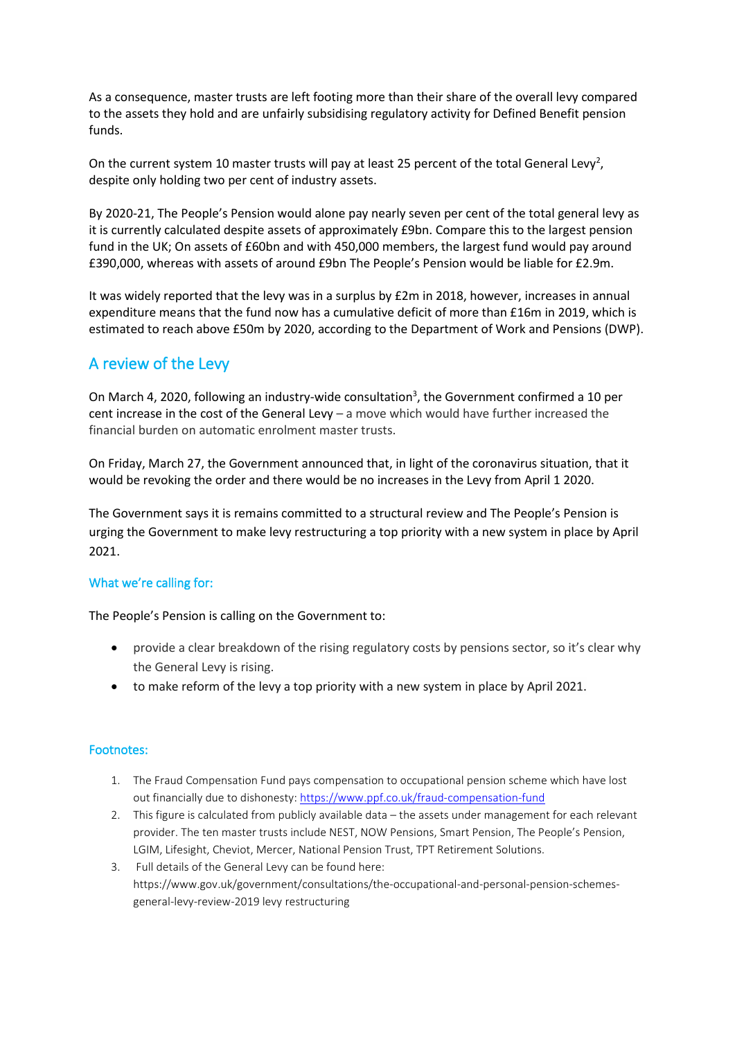As a consequence, master trusts are left footing more than their share of the overall levy compared to the assets they hold and are unfairly subsidising regulatory activity for Defined Benefit pension funds.

On the current system 10 master trusts will pay at least 25 percent of the total General Levy[2], despite only holding two per cent of industry assets.

By 2020-21, The People's Pension would alone pay nearly seven per cent of the total general levy as it is currently calculated despite assets of approximately £9bn. Compare this to the largest pension fund in the UK; On assets of £60bn and with 450,000 members, the largest fund would pay around £390,000, whereas with assets of around £9bn The People's Pension would be liable for £2.9m.

It was widely reported that the levy was in a surplus by £2m in 2018, however, increases in annual expenditure means that the fund now has a cumulative deficit of more than £16m in 2019, which is estimated to reach above £50m by 2020, according to the Department of Work and Pensions (DWP).

## A review of the Levy

On March 4, 2020, following an industry-wide consultation[3], the Government confirmed a 10 per cent increase in the cost of the General Levy – a move which would have further increased the financial burden on automatic enrolment master trusts.

On Friday, March 27, the Government announced that, in light of the coronavirus situation, that it would be revoking the order and there would be no increases in the Levy from April 1 2020.

The Government says it is remains committed to a structural review and The People's Pension is urging the Government to make levy restructuring a top priority with a new system in place by April 2021.

### What we're calling for:

The People's Pension is calling on the Government to:

- provide a clear breakdown of the rising regulatory costs by pensions sector, so it's clear why the General Levy is rising.
- to make reform of the levy a top priority with a new system in place by April 2021.

### Footnotes:

1. The Fraud Compensation Fund pays compensation to occupational pension scheme which have lost out financially due to dishonesty: https://www.ppf.co.uk/fraud-compensation-fund
2. This figure is calculated from publicly available data – the assets under management for each relevant provider. The ten master trusts include NEST, NOW Pensions, Smart Pension, The People's Pension, LGIM, Lifesight, Cheviot, Mercer, National Pension Trust, TPT Retirement Solutions.
3. Full details of the General Levy can be found here: https://www.gov.uk/government/consultations/the-occupational-and-personal-pension-schemes-general-levy-review-2019 levy restructuring